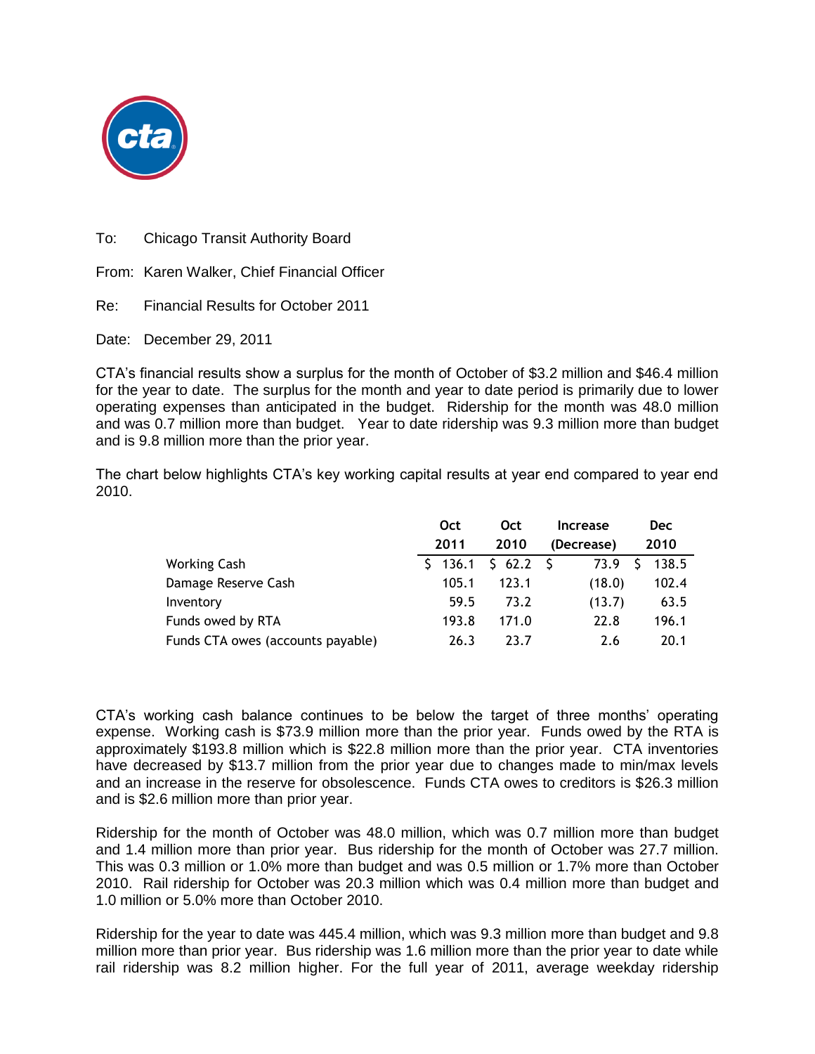To: Chicago Transit Authority Board

From: Karen Walker, Chief Financial Officer

Re: Financial Results for October 2011

Date: December 29, 2011

CTA's financial results show a surplus for the month of October of $3.2 million and $46.4 million for the year to date. The surplus for the month and year to date period is primarily due to lower operating expenses than anticipated in the budget. Ridership for the month was 48.0 million and was 0.7 million more than budget. Year to date ridership was 9.3 million more than budget and is 9.8 million more than the prior year.

The chart below highlights CTA's key working capital results at year end compared to year end 2010.

| | Oct 2011 | Oct 2010 | Increase (Decrease) | Dec 2010 |
|---|---|---|---|---|
| Working Cash | $ 136.1 | $ 62.2 | $ 73.9 | $ 138.5 |
| Damage Reserve Cash | 105.1 | 123.1 | (18.0) | 102.4 |
| Inventory | 59.5 | 73.2 | (13.7) | 63.5 |
| Funds owed by RTA | 193.8 | 171.0 | 22.8 | 196.1 |
| Funds CTA owes (accounts payable) | 26.3 | 23.7 | 2.6 | 20.1 |

CTA's working cash balance continues to be below the target of three months' operating expense. Working cash is $73.9 million more than the prior year. Funds owed by the RTA is approximately $193.8 million which is $22.8 million more than the prior year. CTA inventories have decreased by $13.7 million from the prior year due to changes made to min/max levels and an increase in the reserve for obsolescence. Funds CTA owes to creditors is $26.3 million and is $2.6 million more than prior year.

Ridership for the month of October was 48.0 million, which was 0.7 million more than budget and 1.4 million more than prior year. Bus ridership for the month of October was 27.7 million. This was 0.3 million or 1.0% more than budget and was 0.5 million or 1.7% more than October 2010. Rail ridership for October was 20.3 million which was 0.4 million more than budget and 1.0 million or 5.0% more than October 2010.

Ridership for the year to date was 445.4 million, which was 9.3 million more than budget and 9.8 million more than prior year. Bus ridership was 1.6 million more than the prior year to date while rail ridership was 8.2 million higher. For the full year of 2011, average weekday ridership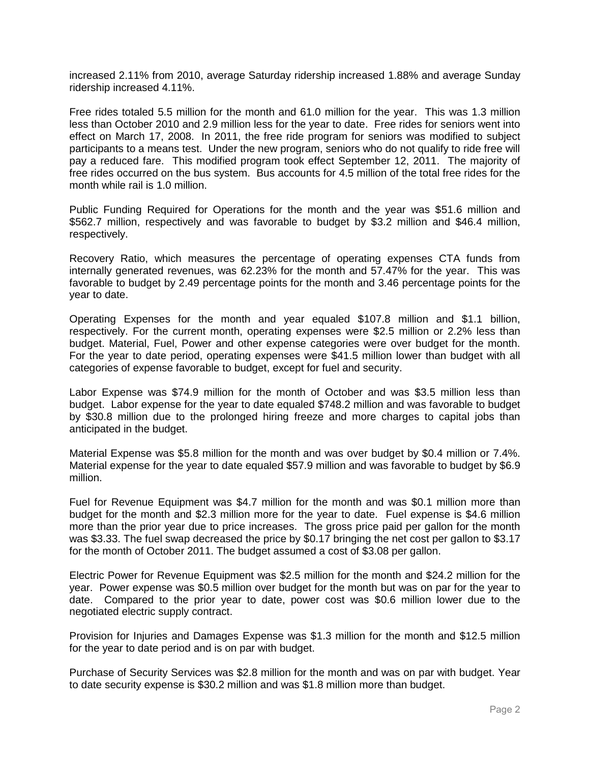increased 2.11% from 2010, average Saturday ridership increased 1.88% and average Sunday ridership increased 4.11%.

Free rides totaled 5.5 million for the month and 61.0 million for the year. This was 1.3 million less than October 2010 and 2.9 million less for the year to date. Free rides for seniors went into effect on March 17, 2008. In 2011, the free ride program for seniors was modified to subject participants to a means test. Under the new program, seniors who do not qualify to ride free will pay a reduced fare. This modified program took effect September 12, 2011. The majority of free rides occurred on the bus system. Bus accounts for 4.5 million of the total free rides for the month while rail is 1.0 million.

Public Funding Required for Operations for the month and the year was $51.6 million and $562.7 million, respectively and was favorable to budget by $3.2 million and $46.4 million, respectively.

Recovery Ratio, which measures the percentage of operating expenses CTA funds from internally generated revenues, was 62.23% for the month and 57.47% for the year. This was favorable to budget by 2.49 percentage points for the month and 3.46 percentage points for the year to date.

Operating Expenses for the month and year equaled $107.8 million and $1.1 billion, respectively. For the current month, operating expenses were $2.5 million or 2.2% less than budget. Material, Fuel, Power and other expense categories were over budget for the month. For the year to date period, operating expenses were $41.5 million lower than budget with all categories of expense favorable to budget, except for fuel and security.

Labor Expense was $74.9 million for the month of October and was $3.5 million less than budget. Labor expense for the year to date equaled $748.2 million and was favorable to budget by $30.8 million due to the prolonged hiring freeze and more charges to capital jobs than anticipated in the budget.

Material Expense was $5.8 million for the month and was over budget by $0.4 million or 7.4%. Material expense for the year to date equaled $57.9 million and was favorable to budget by $6.9 million.

Fuel for Revenue Equipment was $4.7 million for the month and was $0.1 million more than budget for the month and $2.3 million more for the year to date. Fuel expense is $4.6 million more than the prior year due to price increases. The gross price paid per gallon for the month was $3.33. The fuel swap decreased the price by $0.17 bringing the net cost per gallon to $3.17 for the month of October 2011. The budget assumed a cost of $3.08 per gallon.

Electric Power for Revenue Equipment was $2.5 million for the month and $24.2 million for the year. Power expense was $0.5 million over budget for the month but was on par for the year to date. Compared to the prior year to date, power cost was $0.6 million lower due to the negotiated electric supply contract.

Provision for Injuries and Damages Expense was $1.3 million for the month and $12.5 million for the year to date period and is on par with budget.

Purchase of Security Services was $2.8 million for the month and was on par with budget. Year to date security expense is $30.2 million and was $1.8 million more than budget.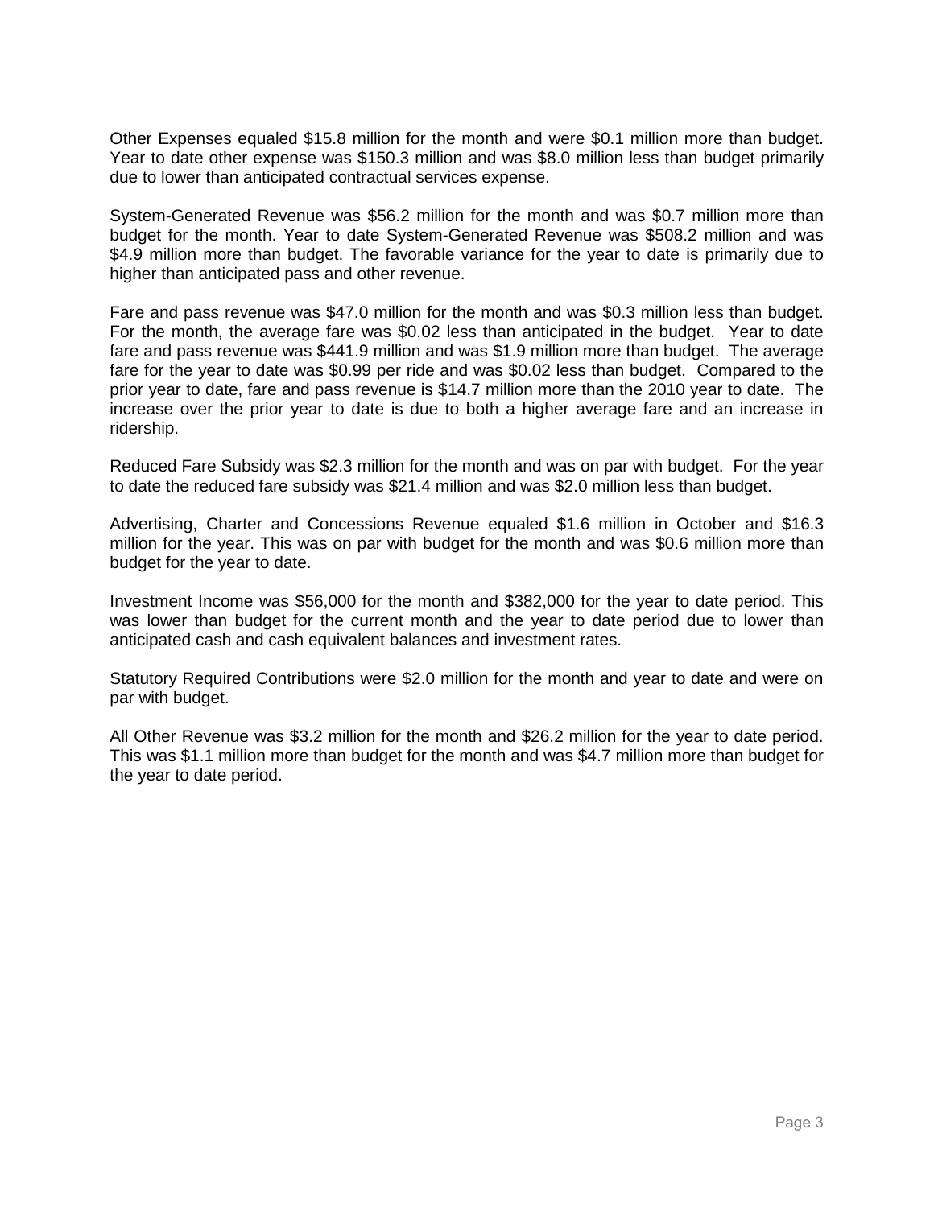Other Expenses equaled $15.8 million for the month and were $0.1 million more than budget. Year to date other expense was $150.3 million and was $8.0 million less than budget primarily due to lower than anticipated contractual services expense.

System-Generated Revenue was $56.2 million for the month and was $0.7 million more than budget for the month. Year to date System-Generated Revenue was $508.2 million and was $4.9 million more than budget. The favorable variance for the year to date is primarily due to higher than anticipated pass and other revenue.

Fare and pass revenue was $47.0 million for the month and was $0.3 million less than budget. For the month, the average fare was $0.02 less than anticipated in the budget. Year to date fare and pass revenue was $441.9 million and was $1.9 million more than budget. The average fare for the year to date was $0.99 per ride and was $0.02 less than budget. Compared to the prior year to date, fare and pass revenue is $14.7 million more than the 2010 year to date. The increase over the prior year to date is due to both a higher average fare and an increase in ridership.

Reduced Fare Subsidy was $2.3 million for the month and was on par with budget. For the year to date the reduced fare subsidy was $21.4 million and was $2.0 million less than budget.

Advertising, Charter and Concessions Revenue equaled $1.6 million in October and $16.3 million for the year. This was on par with budget for the month and was $0.6 million more than budget for the year to date.

Investment Income was $56,000 for the month and $382,000 for the year to date period. This was lower than budget for the current month and the year to date period due to lower than anticipated cash and cash equivalent balances and investment rates.

Statutory Required Contributions were $2.0 million for the month and year to date and were on par with budget.

All Other Revenue was $3.2 million for the month and $26.2 million for the year to date period. This was $1.1 million more than budget for the month and was $4.7 million more than budget for the year to date period.